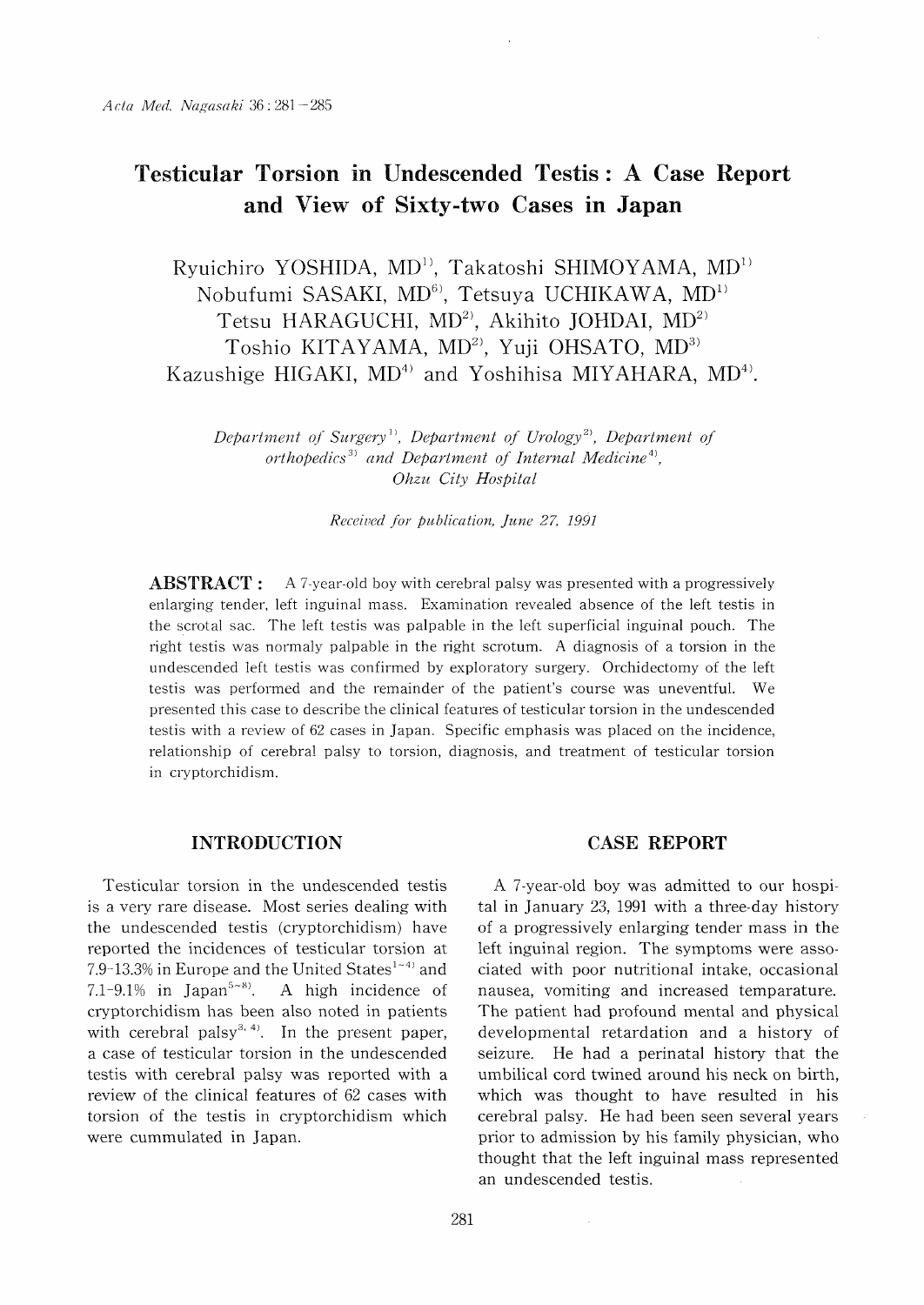# Testicular Torsion in Undescended Testis : A Case Report and View of Sixty-two Cases in Japan

Ryuichiro YOSHIDA, MD[1], Takatoshi SHIMOYAMA, MD[1]
Nobufumi SASAKI, MD[6], Tetsuya UCHIKAWA, MD[1]
Tetsu HARAGUCHI, MD[2], Akihito JOHDAI, MD[2]
Toshio KITAYAMA, MD[2], Yuji OHSATO, MD[3]
Kazushige HIGAKI, MD[4] and Yoshihisa MIYAHARA, MD[4].

*Department of Surgery[1], Department of Urology[2], Department of orthopedics[3] and Department of Internal Medicine[4], Ohzu City Hospital*

*Received for publication, June 27, 1991*

**ABSTRACT :** A 7-year-old boy with cerebral palsy was presented with a progressively enlarging tender, left inguinal mass. Examination revealed absence of the left testis in the scrotal sac. The left testis was palpable in the left superficial inguinal pouch. The right testis was normaly palpable in the right scrotum. A diagnosis of a torsion in the undescended left testis was confirmed by exploratory surgery. Orchidectomy of the left testis was performed and the remainder of the patient's course was uneventful. We presented this case to describe the clinical features of testicular torsion in the undescended testis with a review of 62 cases in Japan. Specific emphasis was placed on the incidence, relationship of cerebral palsy to torsion, diagnosis, and treatment of testicular torsion in cryptorchidism.

## INTRODUCTION

Testicular torsion in the undescended testis is a very rare disease. Most series dealing with the undescended testis (cryptorchidism) have reported the incidences of testicular torsion at 7.9-13.3% in Europe and the United States[1~4] and 7.1-9.1% in Japan[5~8]. A high incidence of cryptorchidism has been also noted in patients with cerebral palsy[3,4]. In the present paper, a case of testicular torsion in the undescended testis with cerebral palsy was reported with a review of the clinical features of 62 cases with torsion of the testis in cryptorchidism which were cummulated in Japan.

## CASE REPORT

A 7-year-old boy was admitted to our hospital in January 23, 1991 with a three-day history of a progressively enlarging tender mass in the left inguinal region. The symptoms were associated with poor nutritional intake, occasional nausea, vomiting and increased temparature. The patient had profound mental and physical developmental retardation and a history of seizure. He had a perinatal history that the umbilical cord twined around his neck on birth, which was thought to have resulted in his cerebral palsy. He had been seen several years prior to admission by his family physician, who thought that the left inguinal mass represented an undescended testis.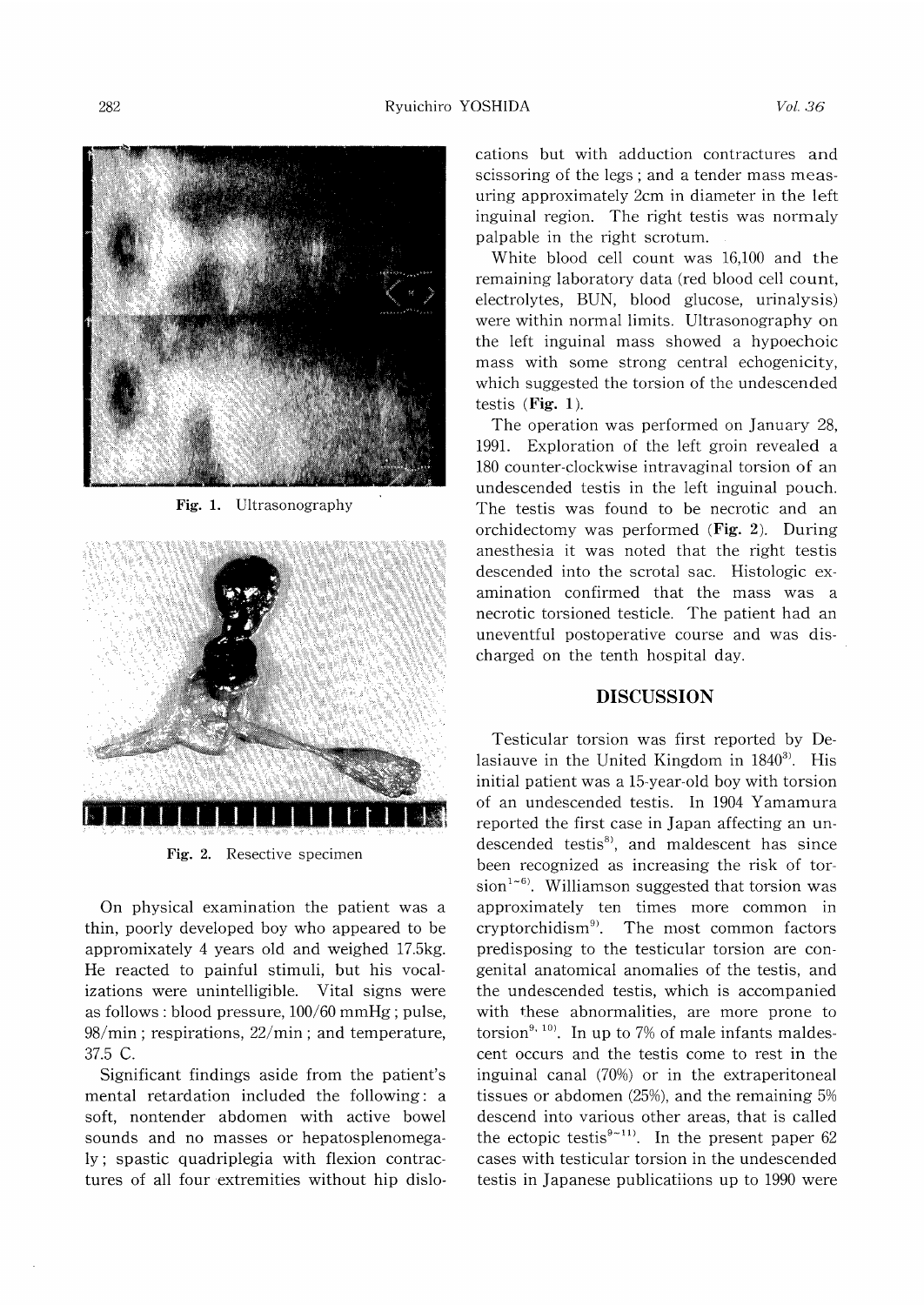Fig. 1. Ultrasonography

Fig. 2. Resective specimen

On physical examination the patient was a thin, poorly developed boy who appeared to be appromixately 4 years old and weighed 17.5kg. He reacted to painful stimuli, but his vocalizations were unintelligible. Vital signs were as follows : blood pressure, 100/60 mmHg ; pulse, 98/min ; respirations, 22/min ; and temperature, 37.5 C.

Significant findings aside from the patient's mental retardation included the following: a soft, nontender abdomen with active bowel sounds and no masses or hepatosplenomegaly ; spastic quadriplegia with flexion contractures of all four extremities without hip dislocations but with adduction contractures and scissoring of the legs ; and a tender mass measuring approximately 2cm in diameter in the left inguinal region. The right testis was normaly palpable in the right scrotum.

White blood cell count was 16,100 and the remaining laboratory data (red blood cell count, electrolytes, BUN, blood glucose, urinalysis) were within normal limits. Ultrasonography on the left inguinal mass showed a hypoechoic mass with some strong central echogenicity, which suggested the torsion of the undescended testis (**Fig. 1**).

The operation was performed on January 28, 1991. Exploration of the left groin revealed a 180 counter-clockwise intravaginal torsion of an undescended testis in the left inguinal pouch. The testis was found to be necrotic and an orchidectomy was performed (**Fig. 2**). During anesthesia it was noted that the right testis descended into the scrotal sac. Histologic examination confirmed that the mass was a necrotic torsioned testicle. The patient had an uneventful postoperative course and was discharged on the tenth hospital day.

## DISCUSSION

Testicular torsion was first reported by Delasiauve in the United Kingdom in 1840[3]. His initial patient was a 15-year-old boy with torsion of an undescended testis. In 1904 Yamamura reported the first case in Japan affecting an undescended testis[8], and maldescent has since been recognized as increasing the risk of torsion[1~6]. Williamson suggested that torsion was approximately ten times more common in cryptorchidism[9]. The most common factors predisposing to the testicular torsion are congenital anatomical anomalies of the testis, and the undescended testis, which is accompanied with these abnormalities, are more prone to torsion[9,10]. In up to 7% of male infants maldescent occurs and the testis come to rest in the inguinal canal (70%) or in the extraperitoneal tissues or abdomen (25%), and the remaining 5% descend into various other areas, that is called the ectopic testis[9~11]. In the present paper 62 cases with testicular torsion in the undescended testis in Japanese publicatiions up to 1990 were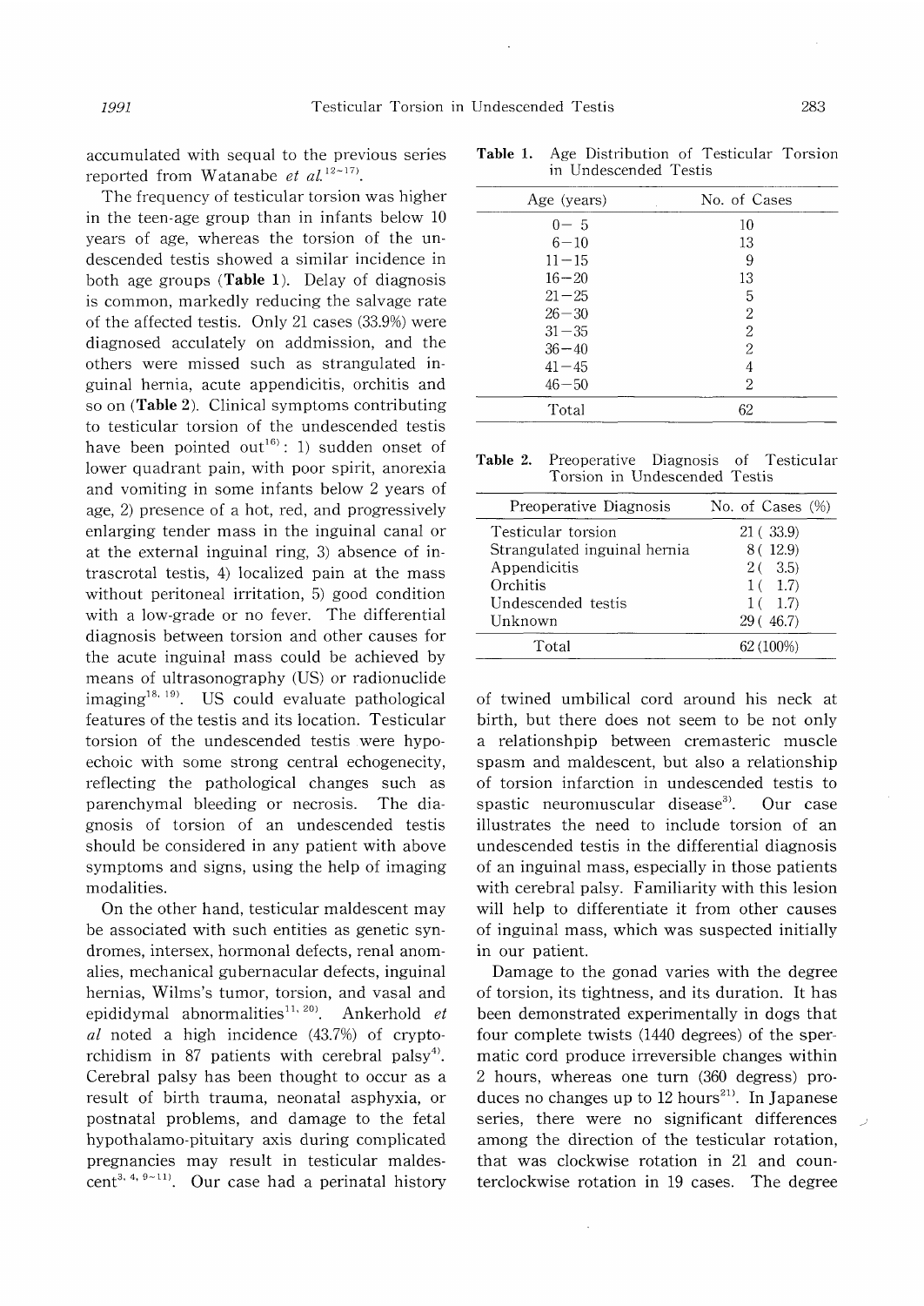accumulated with sequal to the previous series reported from Watanabe *et al.*[12~17].

The frequency of testicular torsion was higher in the teen-age group than in infants below 10 years of age, whereas the torsion of the undescended testis showed a similar incidence in both age groups (**Table 1**). Delay of diagnosis is common, markedly reducing the salvage rate of the affected testis. Only 21 cases (33.9%) were diagnosed acculately on addmission, and the others were missed such as strangulated inguinal hernia, acute appendicitis, orchitis and so on (**Table 2**). Clinical symptoms contributing to testicular torsion of the undescended testis have been pointed out[16]: 1) sudden onset of lower quadrant pain, with poor spirit, anorexia and vomiting in some infants below 2 years of age, 2) presence of a hot, red, and progressively enlarging tender mass in the inguinal canal or at the external inguinal ring, 3) absence of intrascrotal testis, 4) localized pain at the mass without peritoneal irritation, 5) good condition with a low-grade or no fever. The differential diagnosis between torsion and other causes for the acute inguinal mass could be achieved by means of ultrasonography (US) or radionuclide imaging[18, 19]. US could evaluate pathological features of the testis and its location. Testicular torsion of the undescended testis were hypoechoic with some strong central echogenecity, reflecting the pathological changes such as parenchymal bleeding or necrosis. The diagnosis of torsion of an undescended testis should be considered in any patient with above symptoms and signs, using the help of imaging modalities.

On the other hand, testicular maldescent may be associated with such entities as genetic syndromes, intersex, hormonal defects, renal anomalies, mechanical gubernacular defects, inguinal hernias, Wilms's tumor, torsion, and vasal and epididymal abnormalities[11, 20]. Ankerhold *et al* noted a high incidence (43.7%) of cryptorchidism in 87 patients with cerebral palsy[4]. Cerebral palsy has been thought to occur as a result of birth trauma, neonatal asphyxia, or postnatal problems, and damage to the fetal hypothalamo-pituitary axis during complicated pregnancies may result in testicular maldescent[3, 4, 9~11]. Our case had a perinatal history

**Table 1.** Age Distribution of Testicular Torsion in Undescended Testis

| Age (years) | No. of Cases |
|---|---|
| 0− 5 | 10 |
| 6−10 | 13 |
| 11−15 | 9 |
| 16−20 | 13 |
| 21−25 | 5 |
| 26−30 | 2 |
| 31−35 | 2 |
| 36−40 | 2 |
| 41−45 | 4 |
| 46−50 | 2 |
| Total | 62 |

**Table 2.** Preoperative Diagnosis of Testicular Torsion in Undescended Testis

| Preoperative Diagnosis | No. of Cases (%) |
|---|---|
| Testicular torsion | 21 ( 33.9) |
| Strangulated inguinal hernia | 8 ( 12.9) |
| Appendicitis | 2 ( 3.5) |
| Orchitis | 1 ( 1.7) |
| Undescended testis | 1 ( 1.7) |
| Unknown | 29 ( 46.7) |
| Total | 62 (100%) |

of twined umbilical cord around his neck at birth, but there does not seem to be not only a relationshpip between cremasteric muscle spasm and maldescent, but also a relationship of torsion infarction in undescended testis to spastic neuromuscular disease[3]. Our case illustrates the need to include torsion of an undescended testis in the differential diagnosis of an inguinal mass, especially in those patients with cerebral palsy. Familiarity with this lesion will help to differentiate it from other causes of inguinal mass, which was suspected initially in our patient.

Damage to the gonad varies with the degree of torsion, its tightness, and its duration. It has been demonstrated experimentally in dogs that four complete twists (1440 degrees) of the spermatic cord produce irreversible changes within 2 hours, whereas one turn (360 degress) produces no changes up to 12 hours[21]. In Japanese series, there were no significant differences among the direction of the testicular rotation, that was clockwise rotation in 21 and counterclockwise rotation in 19 cases. The degree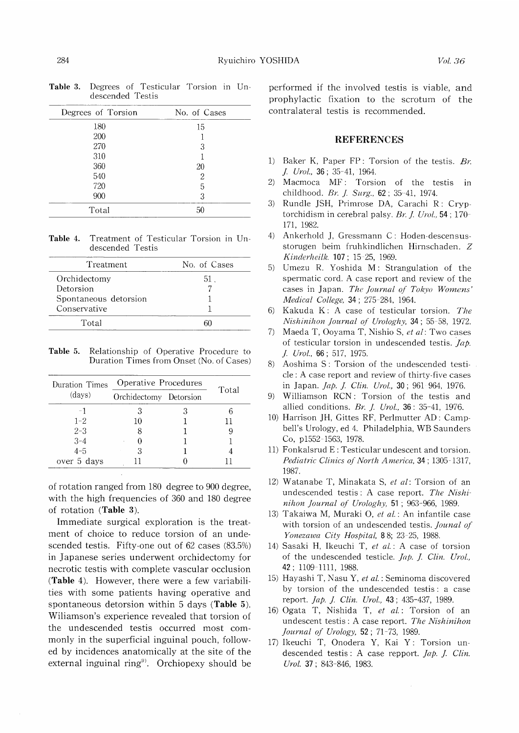**Table 3.** Degrees of Testicular Torsion in Undescended Testis

| Degrees of Torsion | No. of Cases |
|---|---|
| 180 | 15 |
| 200 | 1 |
| 270 | 3 |
| 310 | 1 |
| 360 | 20 |
| 540 | 2 |
| 720 | 5 |
| 900 | 3 |
| Total | 50 |

**Table 4.** Treatment of Testicular Torsion in Undescended Testis

| Treatment | No. of Cases |
|---|---|
| Orchidectomy | 51 |
| Detorsion | 7 |
| Spontaneous detorsion | 1 |
| Conservative | 1 |
| Total | 60 |

**Table 5.** Relationship of Operative Procedure to Duration Times from Onset (No. of Cases)

| Duration Times (days) | Operative Procedures | | Total |
|---|---|---|---|
| | Orchidectomy | Detorsion | |
| -1 | 3 | 3 | 6 |
| 1-2 | 10 | 1 | 11 |
| 2-3 | 8 | 1 | 9 |
| 3-4 | 0 | 1 | 1 |
| 4-5 | 3 | 1 | 4 |
| over 5 days | 11 | 0 | 11 |

of rotation ranged from 180 degree to 900 degree, with the high frequencies of 360 and 180 degree of rotation (**Table 3**).

Immediate surgical exploration is the treatment of choice to reduce torsion of an undescended testis. Fifty-one out of 62 cases (83.5%) in Japanese series underwent orchidectomy for necrotic testis with complete vascular occlusion (**Table 4**). However, there were a few variabilities with some patients having operative and spontaneous detorsion within 5 days (**Table 5**). Wiliamson's experience revealed that torsion of the undescended testis occurred most commonly in the superficial inguinal pouch, followed by incidences anatomically at the site of the external inguinal ring[9]. Orchiopexy should be performed if the involved testis is viable, and prophylactic fixation to the scrotum of the contralateral testis is recommended.

## REFERENCES

1) Baker K, Paper FP: Torsion of the testis. *Br. J. Urol.*, **36**; 35-41, 1964.
2) Macmoca MF: Torsion of the testis in childhood. *Br. J. Surg.*, **62**; 35-41, 1974.
3) Rundle JSH, Primrose DA, Carachi R: Cryptorchidism in cerebral palsy. *Br. J. Urol.*, **54**; 170-171, 1982.
4) Ankerhold J, Gressmann C: Hoden-descensusstorugen beim fruhkindlichen Hirnschaden. *Z Kinderheilk.* **107**; 15-25, 1969.
5) Umezu R. Yoshida M: Strangulation of the spermatic cord. A case report and review of the cases in Japan. *The Journal of Tokyo Womens' Medical College,* **34**; 275-284, 1964.
6) Kakuda K: A case of testicular torsion. *The Nishinihon Journal of Urologhy,* **34**; 55-58, 1972.
7) Maeda T, Ooyama T, Nishio S, *et al*: Two cases of testicular torsion in undescended testis. *Jap. J. Urol.,* **66**; 517, 1975.
8) Aoshima S: Torsion of the undescended testicle: A case report and review of thirty-five cases in Japan. *Jap. J. Clin. Urol.,* **30**; 961 964, 1976.
9) Williamson RCN: Torsion of the testis and allied conditions. *Br. J. Urol.,* **36**: 35-41, 1976.
10) Harrison JH, Gittes RF, Perlmutter AD: Campbell's Urology, ed 4. Philadelphia, WB Saunders Co, p1552-1563, 1978.
11) Fonkalsrud E: Testicular undescent and torsion. *Pediatric Clinics of North America,* **34**; 1305-1317, 1987.
12) Watanabe T, Minakata S, *et al*: Torsion of an undescended testis: A case report. *The Nishinihon Journal of Urologhy,* **51**; 963-966, 1989.
13) Takaiwa M, Muraki O, *et al.*: An infantile case with torsion of an undescended testis. *Jounal of Yonezawa City Hospital,* 8 8; 23-25, 1988.
14) Sasaki H, Ikeuchi T, *et al.*: A case of torsion of the undescended testicle. *Jap. J. Clin. Urol.,* **42**; 1109-1111, 1988.
15) Hayashi T, Nasu Y, *et al.*: Seminoma discovered by torsion of the undescended testis: a case report. *Jap. J. Clin. Urol.,* **43**; 435-437, 1989.
16) Ogata T, Nishida T, *et al.*: Torsion of an undescent testis: A case report. *The Nishinihon Journal of Urology,* **52**; 71-73, 1989.
17) Ikeuchi T, Onodera Y, Kai Y: Torsion undescended testis: A case repport. *Jap. J. Clin. Urol.* **37**; 843-846, 1983.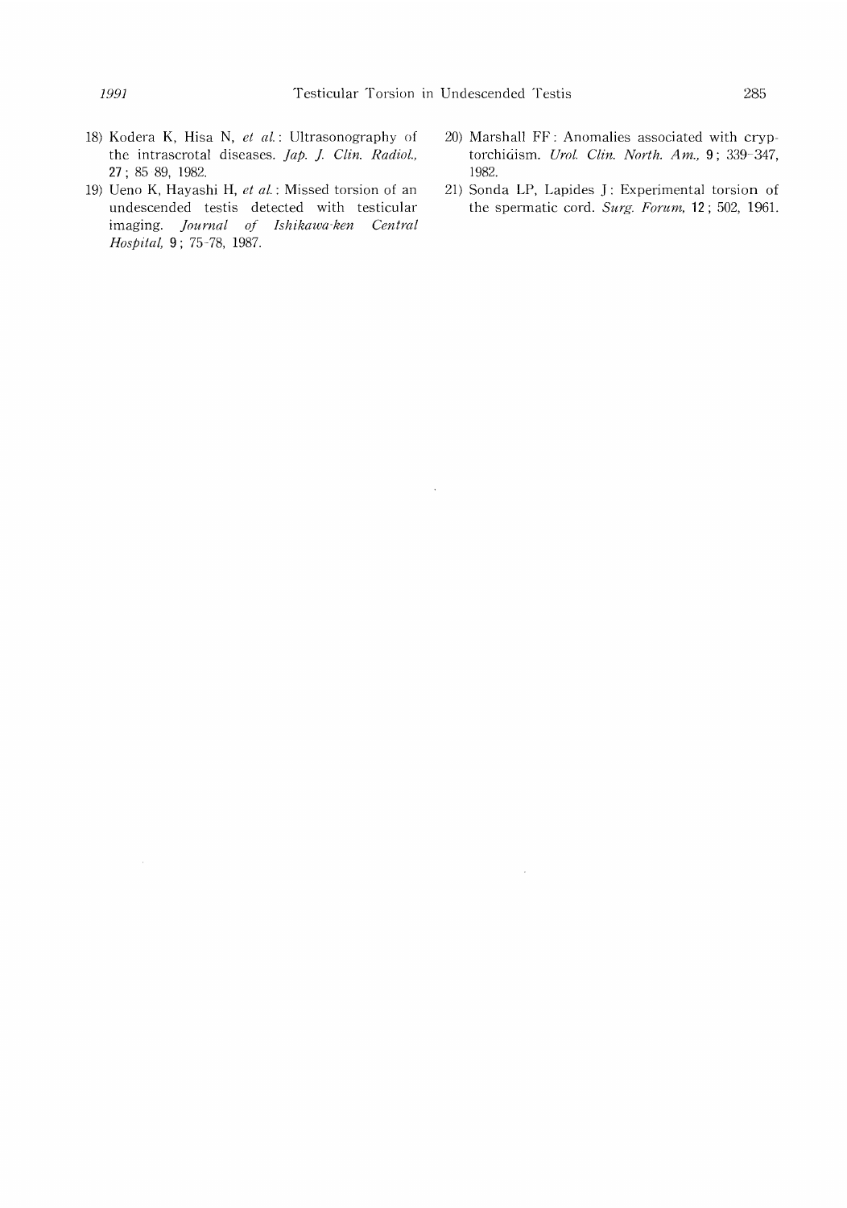18) Kodera K, Hisa N, *et al.*: Ultrasonography of the intrascrotal diseases. *Jap. J. Clin. Radiol.*, **27**; 85 89, 1982.

19) Ueno K, Hayashi H, *et al.*: Missed torsion of an undescended testis detected with testicular imaging. *Journal of Ishikawa-ken Central Hospital*, **9**; 75-78, 1987.

20) Marshall FF: Anomalies associated with cryptorchidism. *Urol. Clin. North. Am.*, **9**; 339-347, 1982.

21) Sonda LP, Lapides J: Experimental torsion of the spermatic cord. *Surg. Forum*, **12**; 502, 1961.